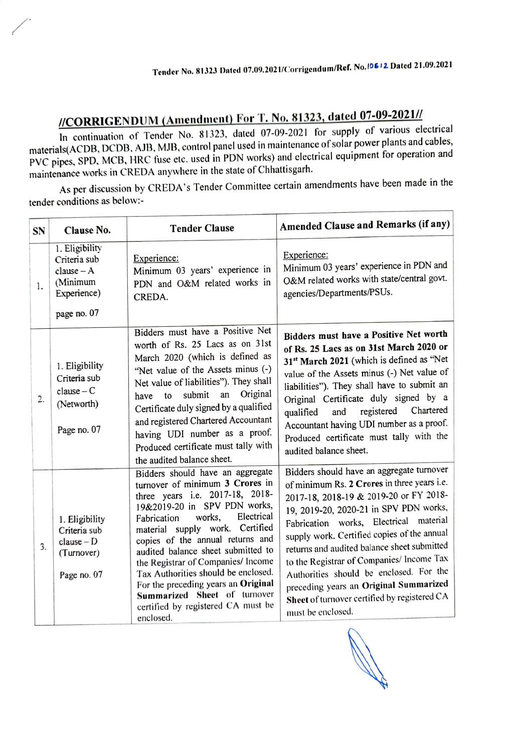Tender No. 81323 Dated 07.09.2021/Corrigendum/Ref. No. 10612 Dated 21.09.2021

## //CORRIGENDUM (Amendment) For T. No. 81323, dated 07-09-2021//

In continuation of Tender No. 81323, dated 07-09-2021 for supply of various electrical materials(ACDB, DCDB, AJB, MJB, control panel used in maintenance of solar power plants and cables, PVC pipes, SPD, MCB, HRC fuse etc. used in PDN works) and electrical equipment for operation and maintenance works in CREDA anywhere in the state of Chhattisgarh.

As per discussion by CREDA's Tender Committee certain amendments have been made in the tender conditions as below:-

| SN | Clause No. | Tender Clause | Amended Clause and Remarks (if any) |
|---|---|---|---|
| 1. | 1. Eligibility Criteria sub clause – A (Minimum Experience)<br><br>page no. 07 | Experience:<br>Minimum 03 years' experience in PDN and O&M related works in CREDA. | Experience:<br>Minimum 03 years' experience in PDN and O&M related works with state/central govt. agencies/Departments/PSUs. |
| 2. | 1. Eligibility Criteria sub clause – C (Networth)<br><br>Page no. 07 | Bidders must have a Positive Net worth of Rs. 25 Lacs as on 31st March 2020 (which is defined as "Net value of the Assets minus (-) Net value of liabilities"). They shall have to submit an Original Certificate duly signed by a qualified and registered Chartered Accountant having UDI number as a proof. Produced certificate must tally with the audited balance sheet. | **Bidders must have a Positive Net worth of Rs. 25 Lacs as on 31st March 2020 or 31st March 2021** (which is defined as "Net value of the Assets minus (-) Net value of liabilities"). They shall have to submit an Original Certificate duly signed by a qualified and registered Chartered Accountant having UDI number as a proof. Produced certificate must tally with the audited balance sheet. |
| 3. | 1. Eligibility Criteria sub clause – D (Turnover)<br><br>Page no. 07 | Bidders should have an aggregate turnover of minimum **3 Crores** in three years i.e. 2017-18, 2018-19&2019-20 in SPV PDN works, Fabrication works, Electrical material supply work. Certified copies of the annual returns and audited balance sheet submitted to the Registrar of Companies/ Income Tax Authorities should be enclosed. For the preceding years an **Original Summarized Sheet** of turnover certified by registered CA must be enclosed. | Bidders should have an aggregate turnover of minimum Rs. **2 Crores** in three years i.e. 2017-18, 2018-19 & 2019-20 or FY 2018-19, 2019-20, 2020-21 in SPV PDN works, Fabrication works, Electrical material supply work. Certified copies of the annual returns and audited balance sheet submitted to the Registrar of Companies/ Income Tax Authorities should be enclosed. For the preceding years an **Original Summarized Sheet** of turnover certified by registered CA must be enclosed. |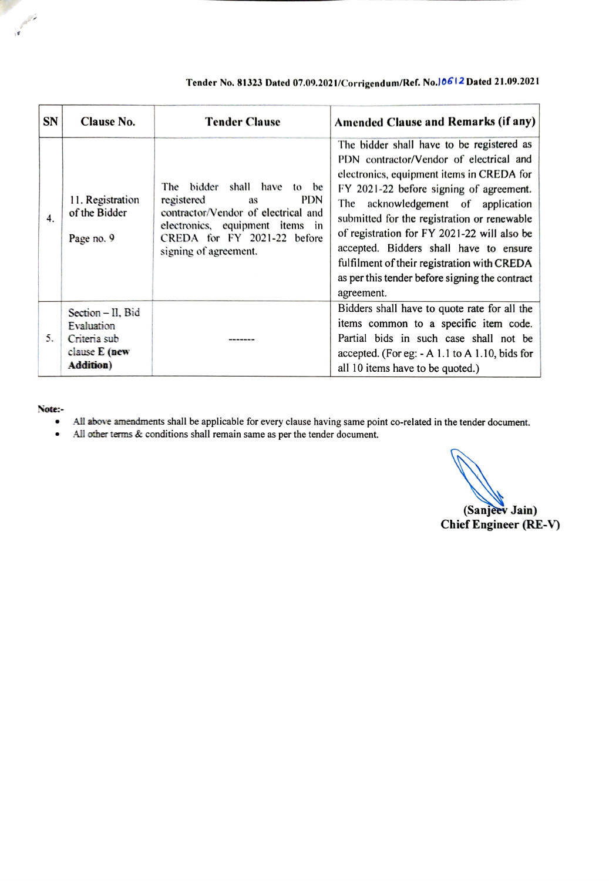**Tender No. 81323 Dated 07.09.2021/Corrigendum/Ref. No.10612 Dated 21.09.2021**

| SN | Clause No. | Tender Clause | Amended Clause and Remarks (if any) |
|---|---|---|---|
| 4. | 11. Registration of the Bidder<br><br>Page no. 9 | The bidder shall have to be registered as PDN contractor/Vendor of electrical and electronics, equipment items in CREDA for FY 2021-22 before signing of agreement. | The bidder shall have to be registered as PDN contractor/Vendor of electrical and electronics, equipment items in CREDA for FY 2021-22 before signing of agreement. The acknowledgement of application submitted for the registration or renewable of registration for FY 2021-22 will also be accepted. Bidders shall have to ensure fulfilment of their registration with CREDA as per this tender before signing the contract agreement. |
| 5. | Section – II, Bid Evaluation Criteria sub clause E **(new Addition)** | ------- | Bidders shall have to quote rate for all the items common to a specific item code. Partial bids in such case shall not be accepted. (For eg: - A 1.1 to A 1.10, bids for all 10 items have to be quoted.) |

**Note:-**

- All above amendments shall be applicable for every clause having same point co-related in the tender document.
- All other terms & conditions shall remain same as per the tender document.

**(Sanjeev Jain)**
**Chief Engineer (RE-V)**